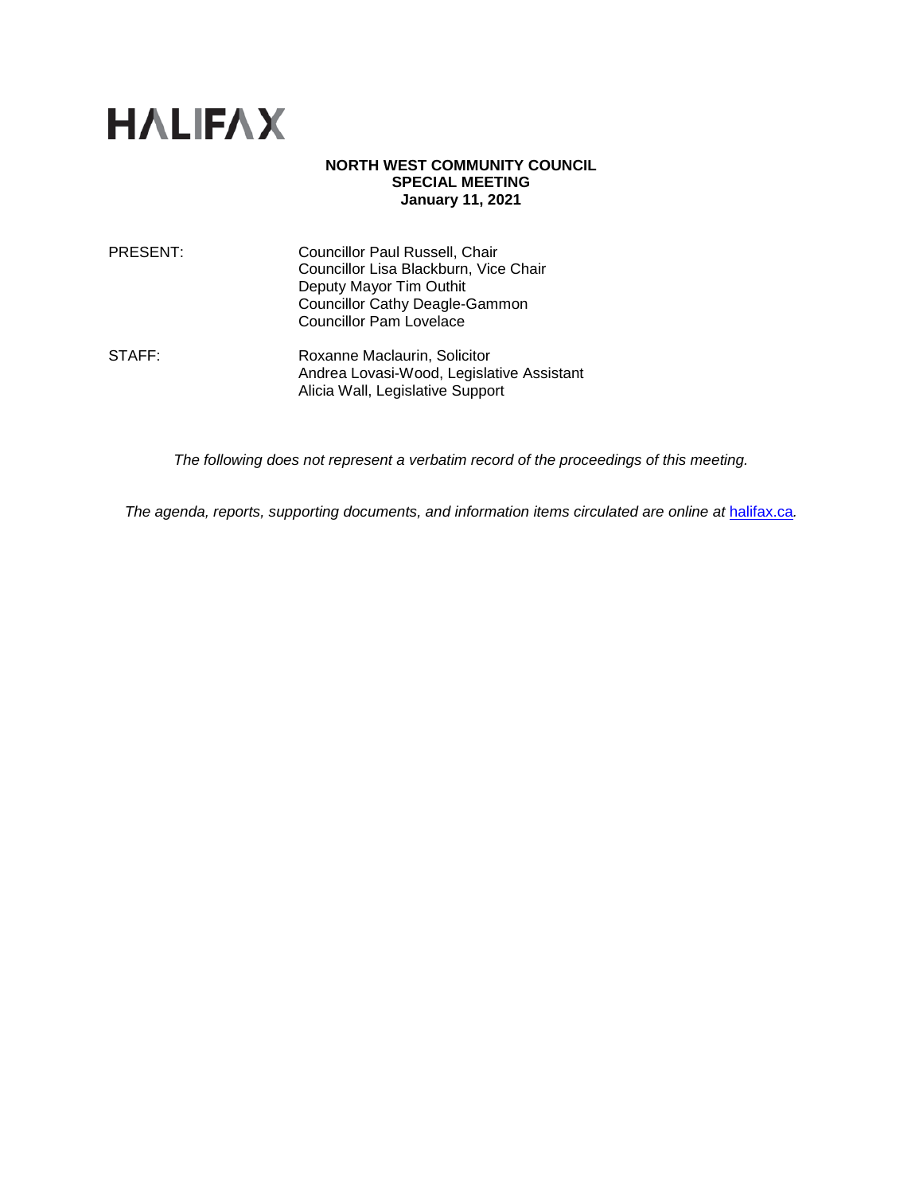HALIFAX

**NORTH WEST COMMUNITY COUNCIL**
**SPECIAL MEETING**
**January 11, 2021**

| | |
|---|---|
| PRESENT: | Councillor Paul Russell, Chair<br>Councillor Lisa Blackburn, Vice Chair<br>Deputy Mayor Tim Outhit<br>Councillor Cathy Deagle-Gammon<br>Councillor Pam Lovelace |
| STAFF: | Roxanne Maclaurin, Solicitor<br>Andrea Lovasi-Wood, Legislative Assistant<br>Alicia Wall, Legislative Support |

*The following does not represent a verbatim record of the proceedings of this meeting.*

*The agenda, reports, supporting documents, and information items circulated are online at* [halifax.ca](halifax.ca)*.*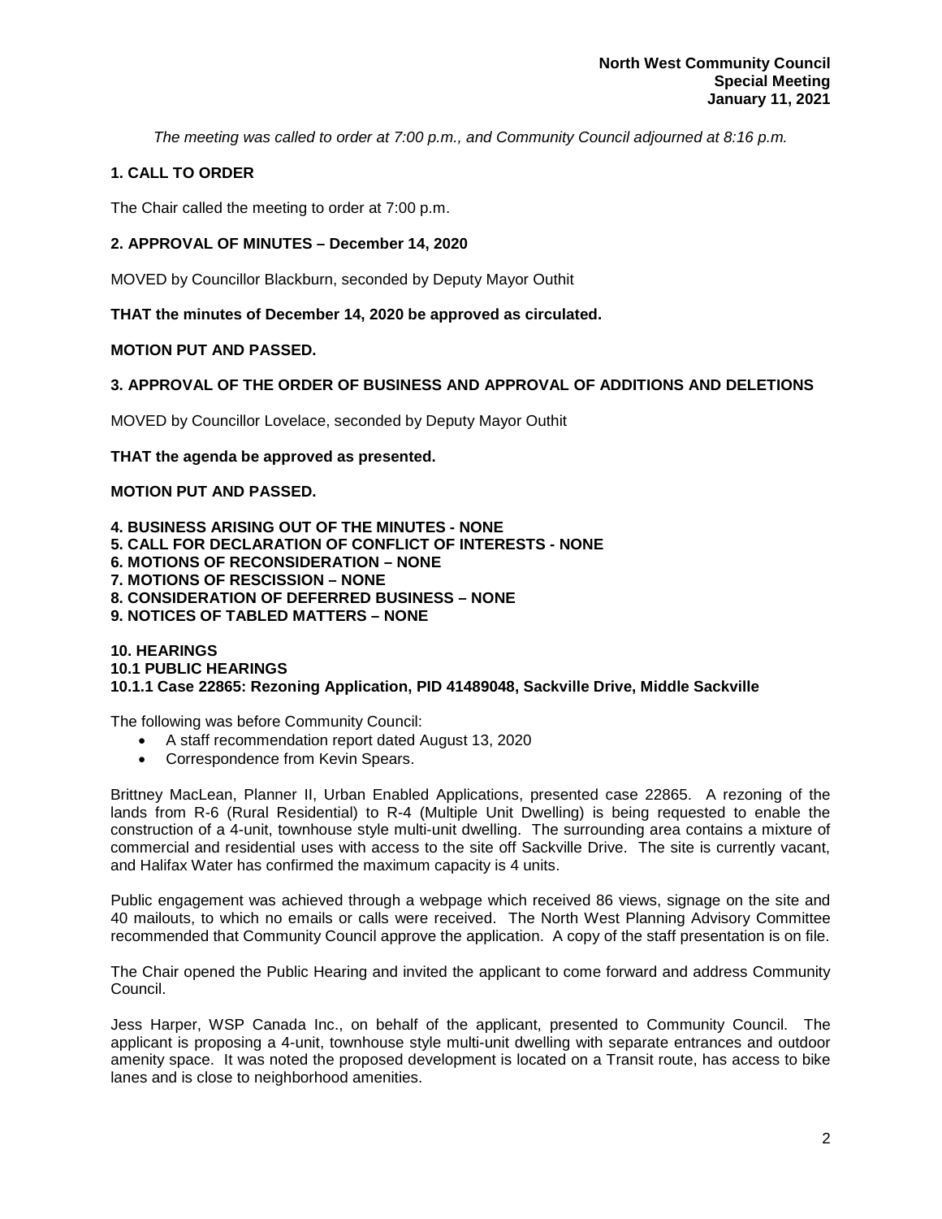*The meeting was called to order at 7:00 p.m., and Community Council adjourned at 8:16 p.m.*

## 1. CALL TO ORDER

The Chair called the meeting to order at 7:00 p.m.

## 2. APPROVAL OF MINUTES – December 14, 2020

MOVED by Councillor Blackburn, seconded by Deputy Mayor Outhit

**THAT the minutes of December 14, 2020 be approved as circulated.**

**MOTION PUT AND PASSED.**

## 3. APPROVAL OF THE ORDER OF BUSINESS AND APPROVAL OF ADDITIONS AND DELETIONS

MOVED by Councillor Lovelace, seconded by Deputy Mayor Outhit

**THAT the agenda be approved as presented.**

**MOTION PUT AND PASSED.**

**4. BUSINESS ARISING OUT OF THE MINUTES - NONE**
**5. CALL FOR DECLARATION OF CONFLICT OF INTERESTS - NONE**
**6. MOTIONS OF RECONSIDERATION – NONE**
**7. MOTIONS OF RESCISSION – NONE**
**8. CONSIDERATION OF DEFERRED BUSINESS – NONE**
**9. NOTICES OF TABLED MATTERS – NONE**

## 10. HEARINGS
### 10.1 PUBLIC HEARINGS
#### 10.1.1 Case 22865: Rezoning Application, PID 41489048, Sackville Drive, Middle Sackville

The following was before Community Council:

- A staff recommendation report dated August 13, 2020
- Correspondence from Kevin Spears.

Brittney MacLean, Planner II, Urban Enabled Applications, presented case 22865. A rezoning of the lands from R-6 (Rural Residential) to R-4 (Multiple Unit Dwelling) is being requested to enable the construction of a 4-unit, townhouse style multi-unit dwelling. The surrounding area contains a mixture of commercial and residential uses with access to the site off Sackville Drive. The site is currently vacant, and Halifax Water has confirmed the maximum capacity is 4 units.

Public engagement was achieved through a webpage which received 86 views, signage on the site and 40 mailouts, to which no emails or calls were received. The North West Planning Advisory Committee recommended that Community Council approve the application. A copy of the staff presentation is on file.

The Chair opened the Public Hearing and invited the applicant to come forward and address Community Council.

Jess Harper, WSP Canada Inc., on behalf of the applicant, presented to Community Council. The applicant is proposing a 4-unit, townhouse style multi-unit dwelling with separate entrances and outdoor amenity space. It was noted the proposed development is located on a Transit route, has access to bike lanes and is close to neighborhood amenities.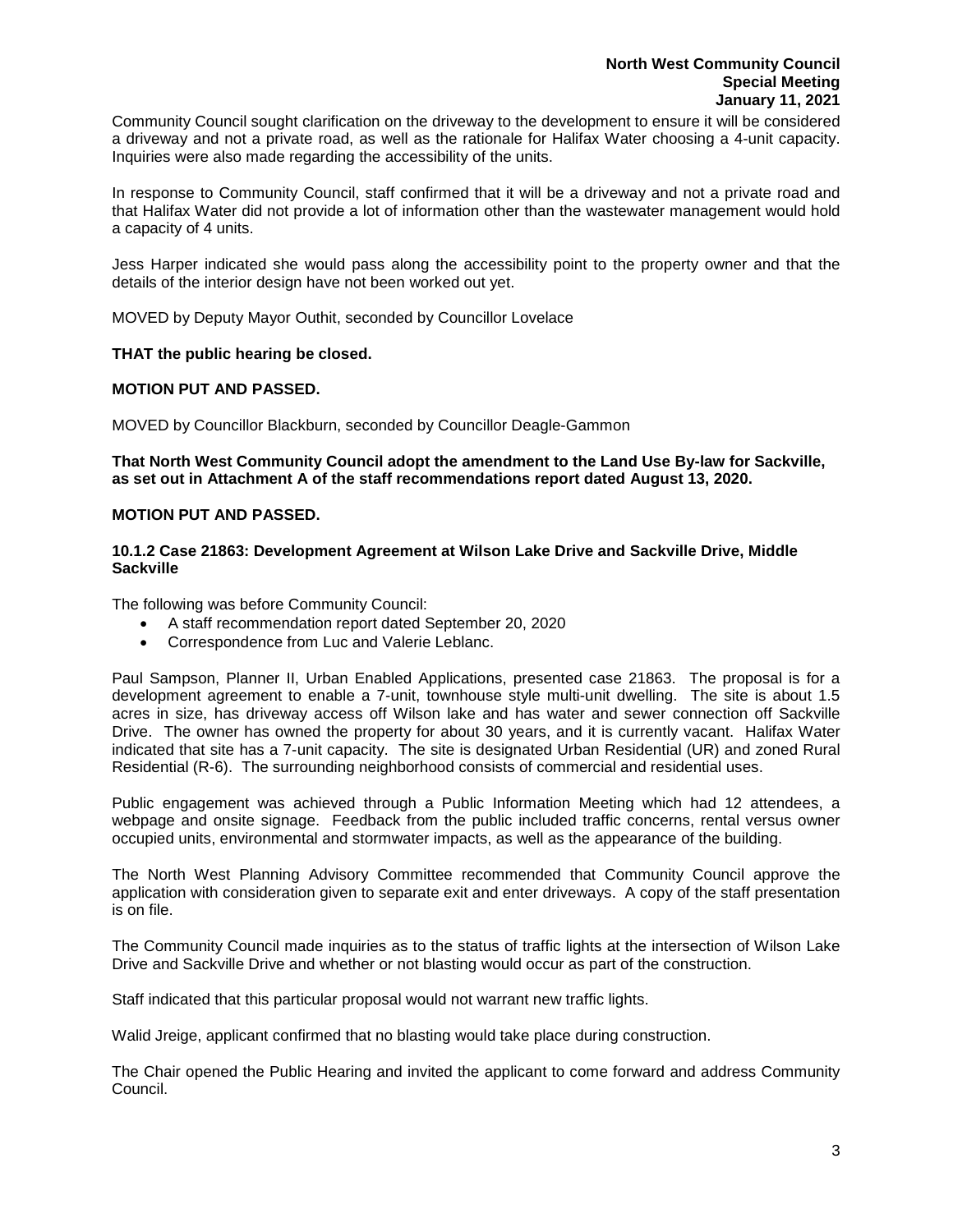Community Council sought clarification on the driveway to the development to ensure it will be considered a driveway and not a private road, as well as the rationale for Halifax Water choosing a 4-unit capacity. Inquiries were also made regarding the accessibility of the units.

In response to Community Council, staff confirmed that it will be a driveway and not a private road and that Halifax Water did not provide a lot of information other than the wastewater management would hold a capacity of 4 units.

Jess Harper indicated she would pass along the accessibility point to the property owner and that the details of the interior design have not been worked out yet.

MOVED by Deputy Mayor Outhit, seconded by Councillor Lovelace

**THAT the public hearing be closed.**

**MOTION PUT AND PASSED.**

MOVED by Councillor Blackburn, seconded by Councillor Deagle-Gammon

**That North West Community Council adopt the amendment to the Land Use By-law for Sackville, as set out in Attachment A of the staff recommendations report dated August 13, 2020.**

**MOTION PUT AND PASSED.**

**10.1.2 Case 21863: Development Agreement at Wilson Lake Drive and Sackville Drive, Middle Sackville**

The following was before Community Council:

- A staff recommendation report dated September 20, 2020
- Correspondence from Luc and Valerie Leblanc.

Paul Sampson, Planner II, Urban Enabled Applications, presented case 21863. The proposal is for a development agreement to enable a 7-unit, townhouse style multi-unit dwelling. The site is about 1.5 acres in size, has driveway access off Wilson lake and has water and sewer connection off Sackville Drive. The owner has owned the property for about 30 years, and it is currently vacant. Halifax Water indicated that site has a 7-unit capacity. The site is designated Urban Residential (UR) and zoned Rural Residential (R-6). The surrounding neighborhood consists of commercial and residential uses.

Public engagement was achieved through a Public Information Meeting which had 12 attendees, a webpage and onsite signage. Feedback from the public included traffic concerns, rental versus owner occupied units, environmental and stormwater impacts, as well as the appearance of the building.

The North West Planning Advisory Committee recommended that Community Council approve the application with consideration given to separate exit and enter driveways. A copy of the staff presentation is on file.

The Community Council made inquiries as to the status of traffic lights at the intersection of Wilson Lake Drive and Sackville Drive and whether or not blasting would occur as part of the construction.

Staff indicated that this particular proposal would not warrant new traffic lights.

Walid Jreige, applicant confirmed that no blasting would take place during construction.

The Chair opened the Public Hearing and invited the applicant to come forward and address Community Council.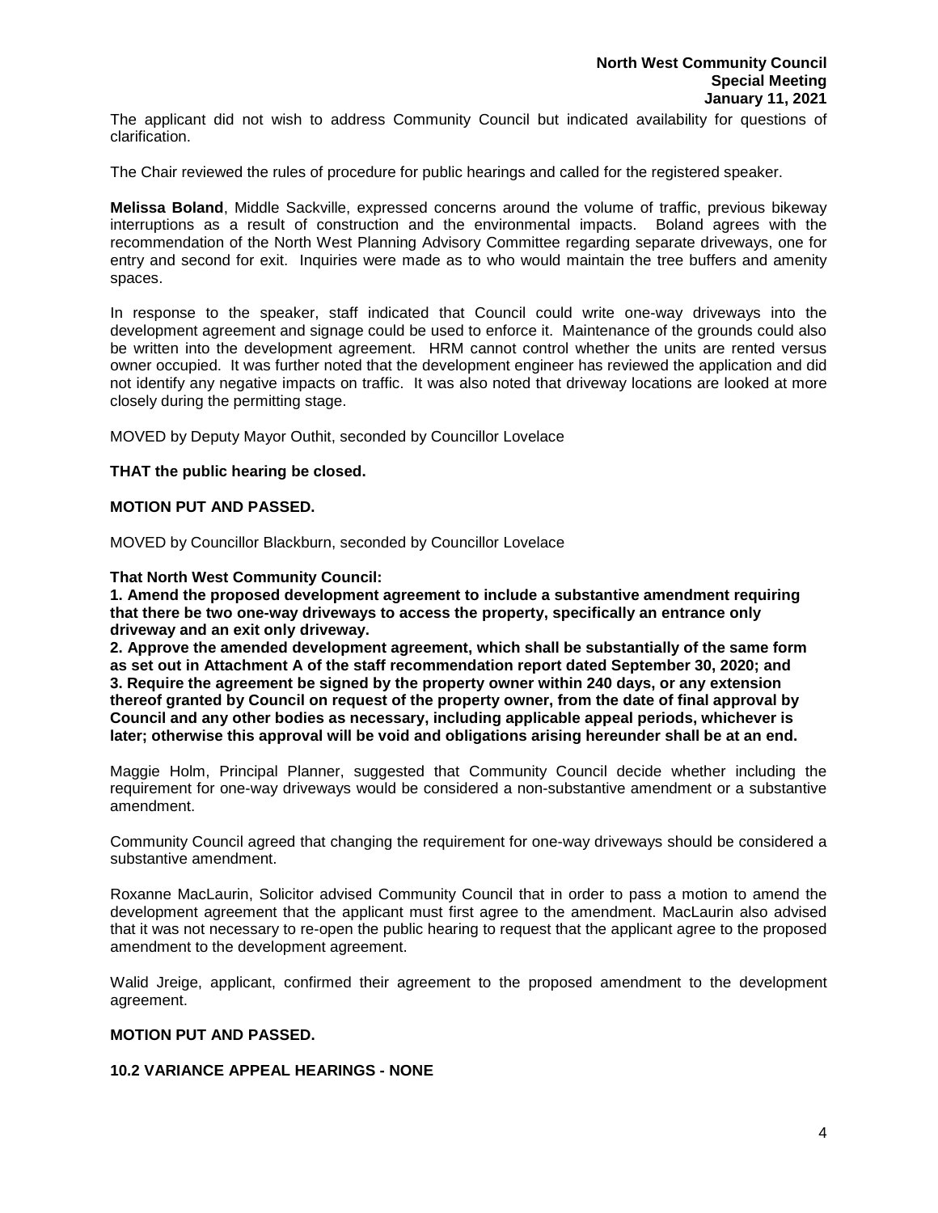The applicant did not wish to address Community Council but indicated availability for questions of clarification.

The Chair reviewed the rules of procedure for public hearings and called for the registered speaker.

**Melissa Boland**, Middle Sackville, expressed concerns around the volume of traffic, previous bikeway interruptions as a result of construction and the environmental impacts. Boland agrees with the recommendation of the North West Planning Advisory Committee regarding separate driveways, one for entry and second for exit. Inquiries were made as to who would maintain the tree buffers and amenity spaces.

In response to the speaker, staff indicated that Council could write one-way driveways into the development agreement and signage could be used to enforce it. Maintenance of the grounds could also be written into the development agreement. HRM cannot control whether the units are rented versus owner occupied. It was further noted that the development engineer has reviewed the application and did not identify any negative impacts on traffic. It was also noted that driveway locations are looked at more closely during the permitting stage.

MOVED by Deputy Mayor Outhit, seconded by Councillor Lovelace

**THAT the public hearing be closed.**

**MOTION PUT AND PASSED.**

MOVED by Councillor Blackburn, seconded by Councillor Lovelace

**That North West Community Council:**
**1. Amend the proposed development agreement to include a substantive amendment requiring that there be two one-way driveways to access the property, specifically an entrance only driveway and an exit only driveway.**
**2. Approve the amended development agreement, which shall be substantially of the same form as set out in Attachment A of the staff recommendation report dated September 30, 2020; and**
**3. Require the agreement be signed by the property owner within 240 days, or any extension thereof granted by Council on request of the property owner, from the date of final approval by Council and any other bodies as necessary, including applicable appeal periods, whichever is later; otherwise this approval will be void and obligations arising hereunder shall be at an end.**

Maggie Holm, Principal Planner, suggested that Community Council decide whether including the requirement for one-way driveways would be considered a non-substantive amendment or a substantive amendment.

Community Council agreed that changing the requirement for one-way driveways should be considered a substantive amendment.

Roxanne MacLaurin, Solicitor advised Community Council that in order to pass a motion to amend the development agreement that the applicant must first agree to the amendment. MacLaurin also advised that it was not necessary to re-open the public hearing to request that the applicant agree to the proposed amendment to the development agreement.

Walid Jreige, applicant, confirmed their agreement to the proposed amendment to the development agreement.

**MOTION PUT AND PASSED.**

**10.2 VARIANCE APPEAL HEARINGS - NONE**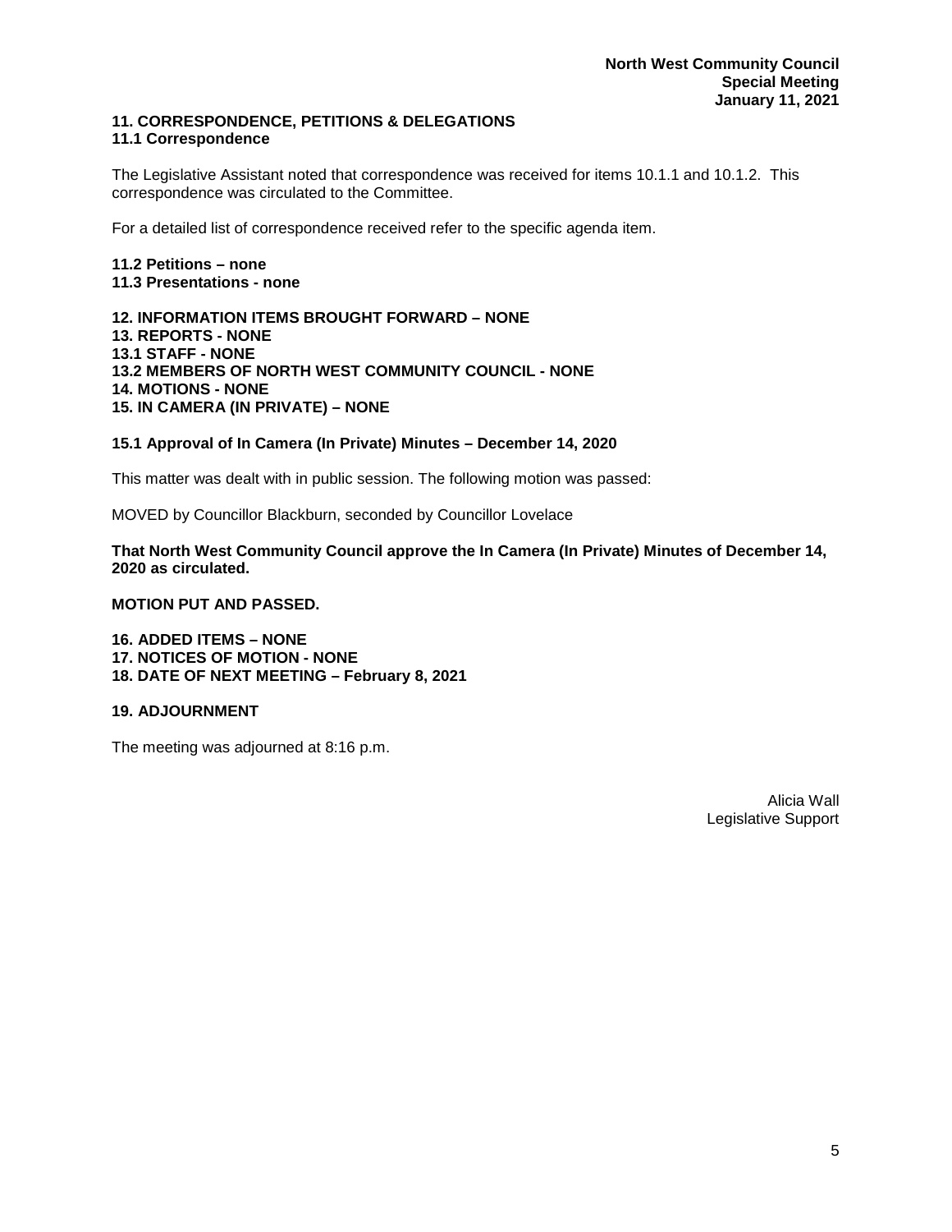## 11. CORRESPONDENCE, PETITIONS & DELEGATIONS

### 11.1 Correspondence

The Legislative Assistant noted that correspondence was received for items 10.1.1 and 10.1.2. This correspondence was circulated to the Committee.

For a detailed list of correspondence received refer to the specific agenda item.

**11.2 Petitions – none**
**11.3 Presentations - none**

**12. INFORMATION ITEMS BROUGHT FORWARD – NONE**
**13. REPORTS - NONE**
**13.1 STAFF - NONE**
**13.2 MEMBERS OF NORTH WEST COMMUNITY COUNCIL - NONE**
**14. MOTIONS - NONE**
**15. IN CAMERA (IN PRIVATE) – NONE**

### 15.1 Approval of In Camera (In Private) Minutes – December 14, 2020

This matter was dealt with in public session. The following motion was passed:

MOVED by Councillor Blackburn, seconded by Councillor Lovelace

**That North West Community Council approve the In Camera (In Private) Minutes of December 14, 2020 as circulated.**

**MOTION PUT AND PASSED.**

**16. ADDED ITEMS – NONE**
**17. NOTICES OF MOTION - NONE**
**18. DATE OF NEXT MEETING – February 8, 2021**

## 19. ADJOURNMENT

The meeting was adjourned at 8:16 p.m.

Alicia Wall
Legislative Support